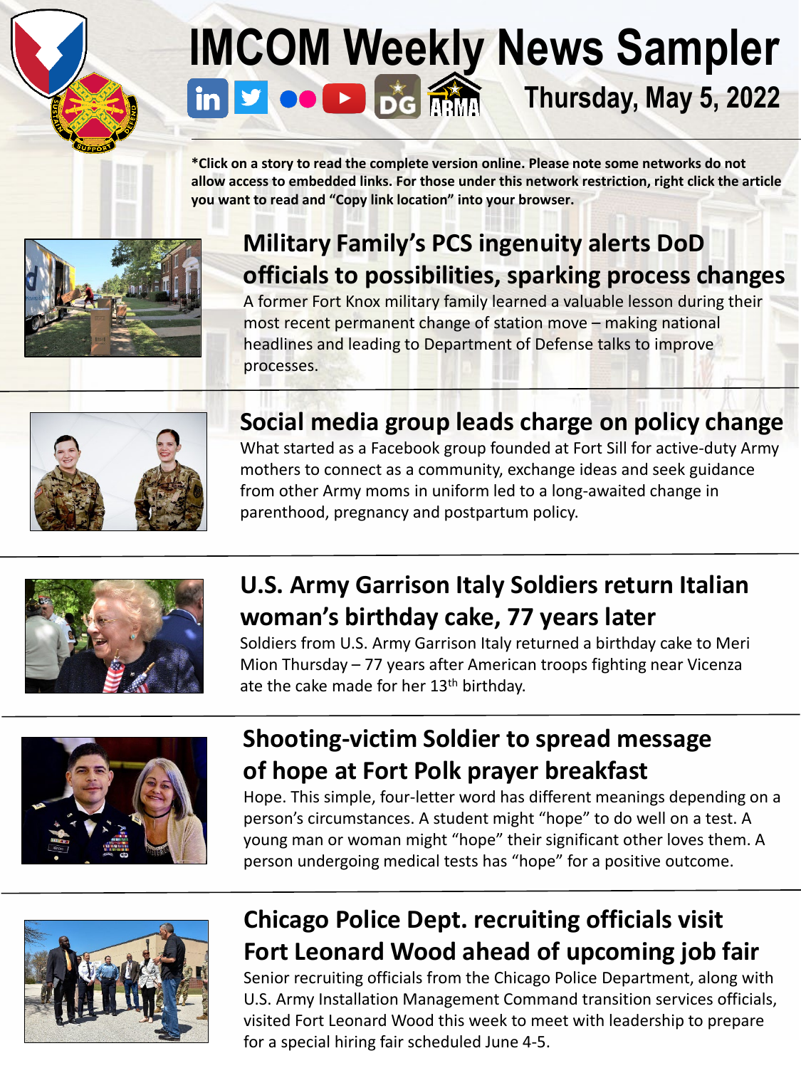# IMCOM Weekly News Sampler

**Thursday, May 5, 2022**

**\*Click on a story to read the complete version online. Please note some networks do not allow access to embedded links. For those under this network restriction, right click the article you want to read and "Copy link location" into your browser.**

## Military Family's PCS ingenuity alerts DoD officials to possibilities, sparking process changes

A former Fort Knox military family learned a valuable lesson during their most recent permanent change of station move – making national headlines and leading to Department of Defense talks to improve processes.

## Social media group leads charge on policy change

What started as a Facebook group founded at Fort Sill for active-duty Army mothers to connect as a community, exchange ideas and seek guidance from other Army moms in uniform led to a long-awaited change in parenthood, pregnancy and postpartum policy.

## U.S. Army Garrison Italy Soldiers return Italian woman's birthday cake, 77 years later

Soldiers from U.S. Army Garrison Italy returned a birthday cake to Meri Mion Thursday – 77 years after American troops fighting near Vicenza ate the cake made for her 13th birthday.

## Shooting-victim Soldier to spread message of hope at Fort Polk prayer breakfast

Hope. This simple, four-letter word has different meanings depending on a person's circumstances. A student might "hope" to do well on a test. A young man or woman might "hope" their significant other loves them. A person undergoing medical tests has "hope" for a positive outcome.

## Chicago Police Dept. recruiting officials visit Fort Leonard Wood ahead of upcoming job fair

Senior recruiting officials from the Chicago Police Department, along with U.S. Army Installation Management Command transition services officials, visited Fort Leonard Wood this week to meet with leadership to prepare for a special hiring fair scheduled June 4-5.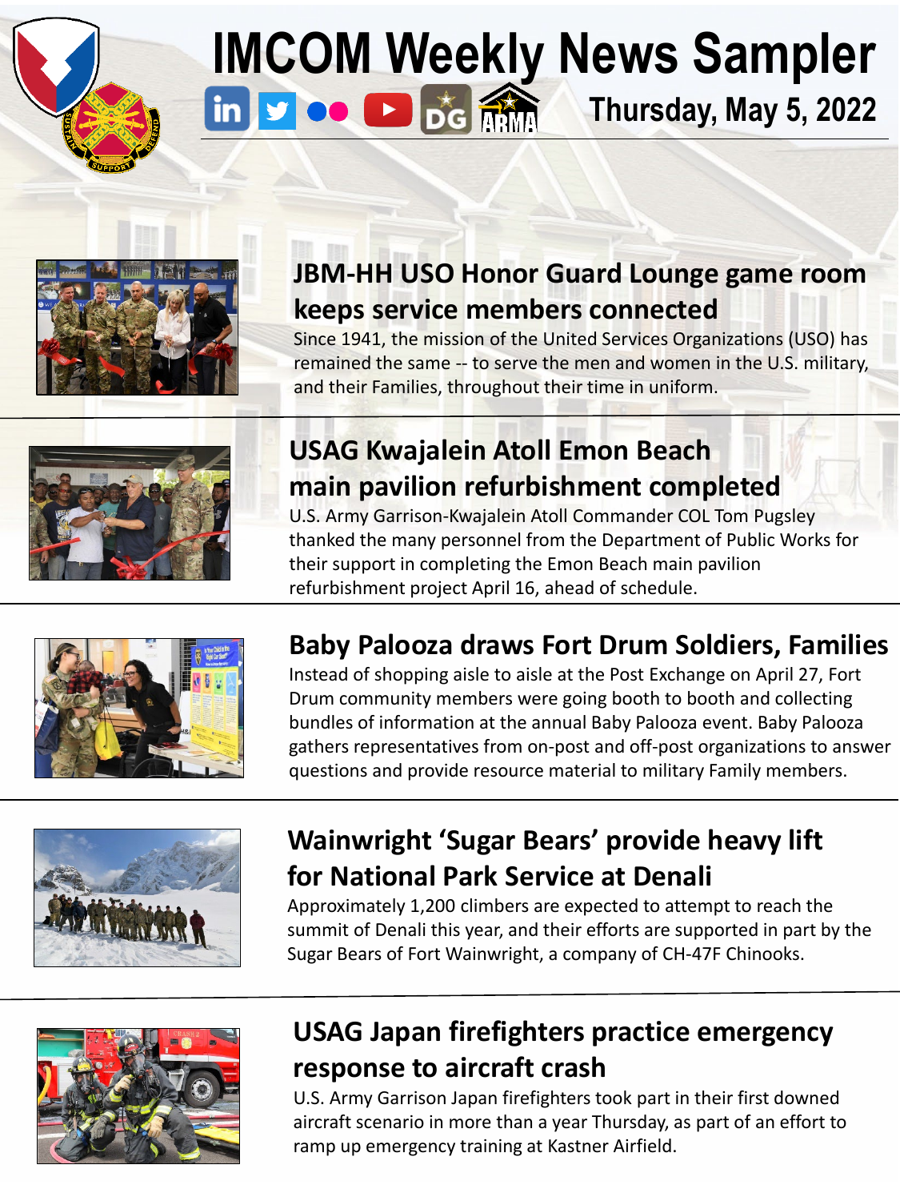# IMCOM Weekly News Sampler

Thursday, May 5, 2022

## JBM-HH USO Honor Guard Lounge game room keeps service members connected

Since 1941, the mission of the United Services Organizations (USO) has remained the same -- to serve the men and women in the U.S. military, and their Families, throughout their time in uniform.

## USAG Kwajalein Atoll Emon Beach main pavilion refurbishment completed

U.S. Army Garrison-Kwajalein Atoll Commander COL Tom Pugsley thanked the many personnel from the Department of Public Works for their support in completing the Emon Beach main pavilion refurbishment project April 16, ahead of schedule.

## Baby Palooza draws Fort Drum Soldiers, Families

Instead of shopping aisle to aisle at the Post Exchange on April 27, Fort Drum community members were going booth to booth and collecting bundles of information at the annual Baby Palooza event. Baby Palooza gathers representatives from on-post and off-post organizations to answer questions and provide resource material to military Family members.

## Wainwright 'Sugar Bears' provide heavy lift for National Park Service at Denali

Approximately 1,200 climbers are expected to attempt to reach the summit of Denali this year, and their efforts are supported in part by the Sugar Bears of Fort Wainwright, a company of CH-47F Chinooks.

## USAG Japan firefighters practice emergency response to aircraft crash

U.S. Army Garrison Japan firefighters took part in their first downed aircraft scenario in more than a year Thursday, as part of an effort to ramp up emergency training at Kastner Airfield.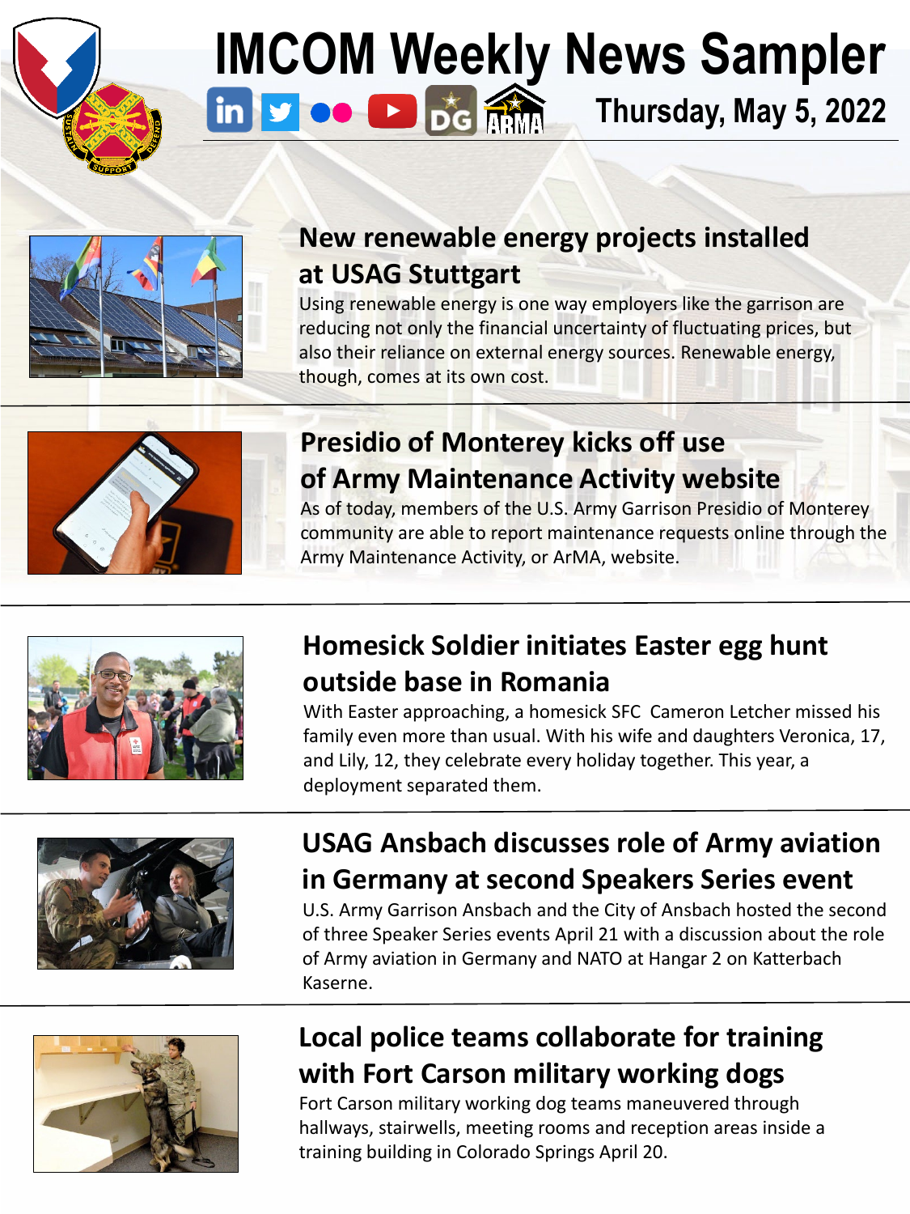# IMCOM Weekly News Sampler

Thursday, May 5, 2022

## New renewable energy projects installed at USAG Stuttgart

Using renewable energy is one way employers like the garrison are reducing not only the financial uncertainty of fluctuating prices, but also their reliance on external energy sources. Renewable energy, though, comes at its own cost.

## Presidio of Monterey kicks off use of Army Maintenance Activity website

As of today, members of the U.S. Army Garrison Presidio of Monterey community are able to report maintenance requests online through the Army Maintenance Activity, or ArMA, website.

## Homesick Soldier initiates Easter egg hunt outside base in Romania

With Easter approaching, a homesick SFC Cameron Letcher missed his family even more than usual. With his wife and daughters Veronica, 17, and Lily, 12, they celebrate every holiday together. This year, a deployment separated them.

## USAG Ansbach discusses role of Army aviation in Germany at second Speakers Series event

U.S. Army Garrison Ansbach and the City of Ansbach hosted the second of three Speaker Series events April 21 with a discussion about the role of Army aviation in Germany and NATO at Hangar 2 on Katterbach Kaserne.

## Local police teams collaborate for training with Fort Carson military working dogs

Fort Carson military working dog teams maneuvered through hallways, stairwells, meeting rooms and reception areas inside a training building in Colorado Springs April 20.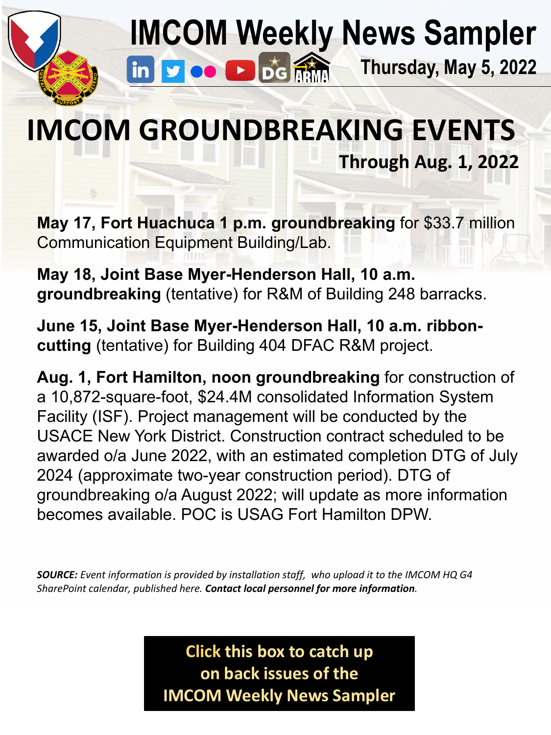# IMCOM Weekly News Sampler

Thursday, May 5, 2022

## IMCOM GROUNDBREAKING EVENTS

**Through Aug. 1, 2022**

**May 17, Fort Huachuca 1 p.m. groundbreaking** for $33.7 million Communication Equipment Building/Lab.

**May 18, Joint Base Myer-Henderson Hall, 10 a.m. groundbreaking** (tentative) for R&M of Building 248 barracks.

**June 15, Joint Base Myer-Henderson Hall, 10 a.m. ribbon-cutting** (tentative) for Building 404 DFAC R&M project.

**Aug. 1, Fort Hamilton, noon groundbreaking** for construction of a 10,872-square-foot, $24.4M consolidated Information System Facility (ISF). Project management will be conducted by the USACE New York District. Construction contract scheduled to be awarded o/a June 2022, with an estimated completion DTG of July 2024 (approximate two-year construction period). DTG of groundbreaking o/a August 2022; will update as more information becomes available. POC is USAG Fort Hamilton DPW.

***SOURCE:*** *Event information is provided by installation staff, who upload it to the IMCOM HQ G4 SharePoint calendar, published here.* ***Contact local personnel for more information****.*

**Click this box to catch up on back issues of the IMCOM Weekly News Sampler**